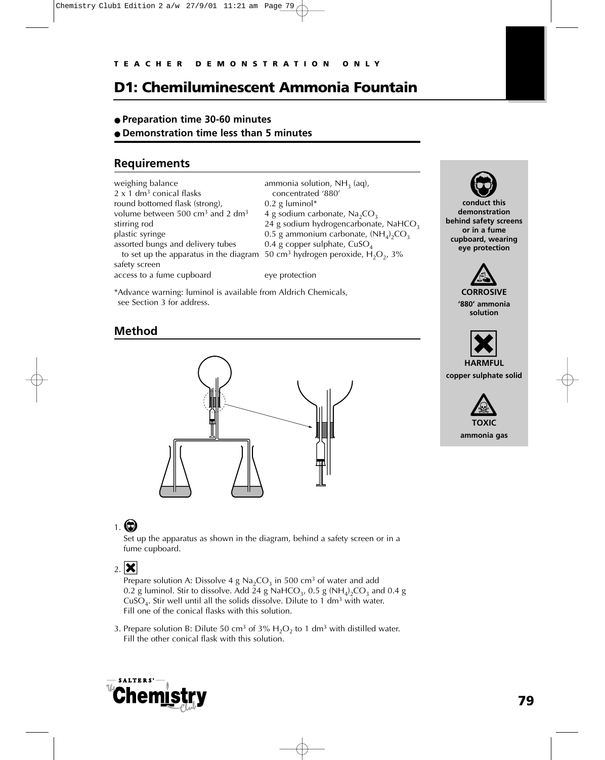TEACHER DEMONSTRATION ONLY

# D1: Chemiluminescent Ammonia Fountain

- **Preparation time 30-60 minutes**
- **Demonstration time less than 5 minutes**

## Requirements

weighing balance
2 x 1 $dm^3$ conical flasks
round bottomed flask (strong), volume between 500 $cm^3$ and 2 $dm^3$
stirring rod
plastic syringe
assorted bungs and delivery tubes to set up the apparatus in the diagram
safety screen
access to a fume cupboard

ammonia solution, $NH_3$ (aq), concentrated '880'
0.2 g luminol*
4 g sodium carbonate, $Na_2CO_3$
24 g sodium hydrogencarbonate, $NaHCO_3$
0.5 g ammonium carbonate, $(NH_4)_2CO_3$
0.4 g copper sulphate, $CuSO_4$
50 $cm^3$ hydrogen peroxide, $H_2O_2$, 3%
eye protection

*Advance warning: luminol is available from Aldrich Chemicals, see Section 3 for address.

**conduct this demonstration behind safety screens or in a fume cupboard, wearing eye protection**

**CORROSIVE**
**'880' ammonia solution**

**HARMFUL**
**copper sulphate solid**

**TOXIC**
**ammonia gas**

## Method

1. Set up the apparatus as shown in the diagram, behind a safety screen or in a fume cupboard.

2. Prepare solution A: Dissolve 4 g $Na_2CO_3$ in 500 $cm^3$ of water and add 0.2 g luminol. Stir to dissolve. Add 24 g $NaHCO_3$, 0.5 g $(NH_4)_2CO_3$ and 0.4 g $CuSO_4$. Stir well until all the solids dissolve. Dilute to 1 $dm^3$ with water. Fill one of the conical flasks with this solution.

3. Prepare solution B: Dilute 50 $cm^3$ of 3% $H_2O_2$ to 1 $dm^3$ with distilled water. Fill the other conical flask with this solution.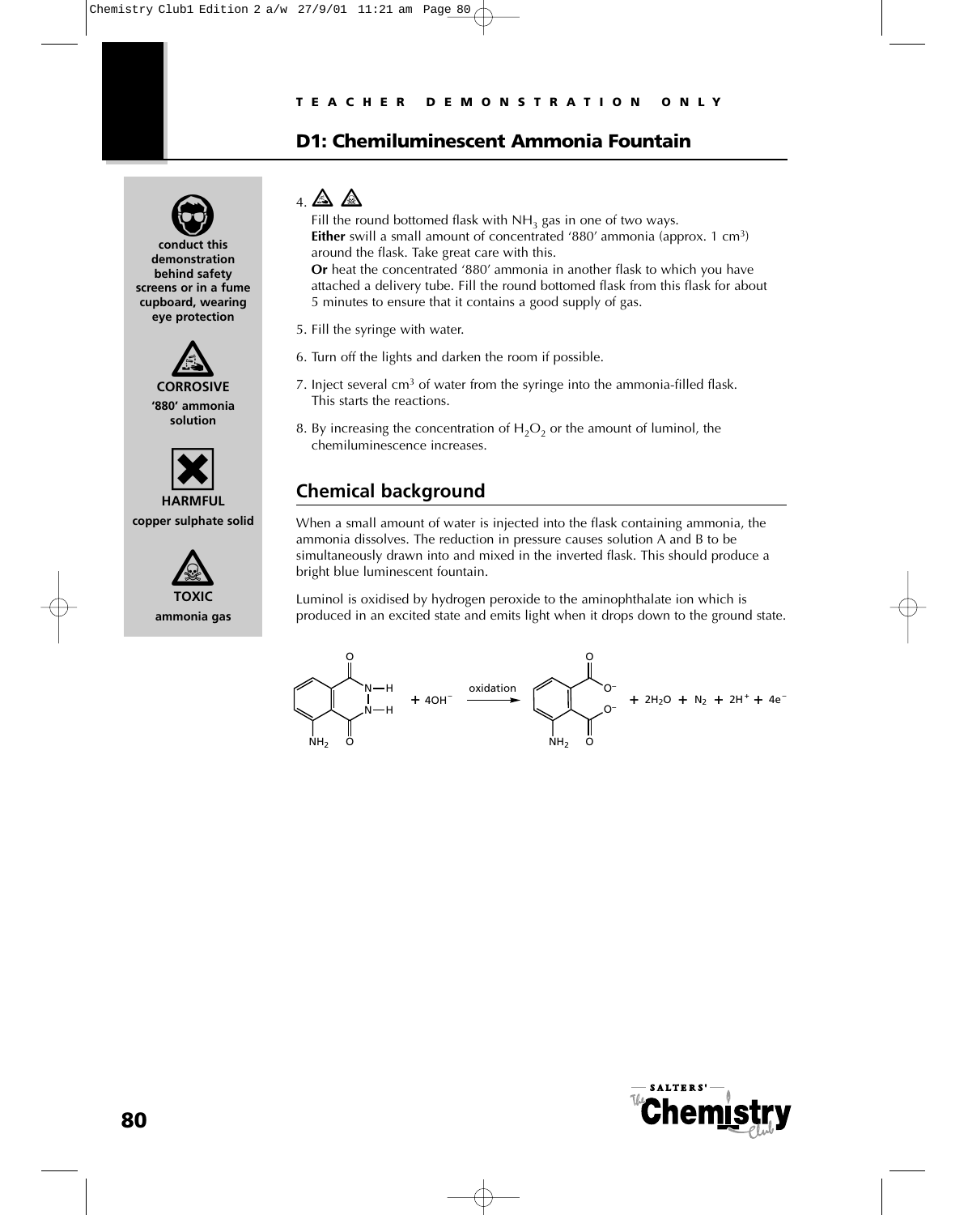TEACHER DEMONSTRATION ONLY

## D1: Chemiluminescent Ammonia Fountain

**conduct this demonstration behind safety screens or in a fume cupboard, wearing eye protection**

**CORROSIVE**
**'880' ammonia solution**

**HARMFUL**
**copper sulphate solid**

**TOXIC**
**ammonia gas**

4. Fill the round bottomed flask with $NH_3$ gas in one of two ways.
   **Either** swill a small amount of concentrated '880' ammonia (approx. 1 $cm^3$) around the flask. Take great care with this.
   **Or** heat the concentrated '880' ammonia in another flask to which you have attached a delivery tube. Fill the round bottomed flask from this flask for about 5 minutes to ensure that it contains a good supply of gas.

5. Fill the syringe with water.

6. Turn off the lights and darken the room if possible.

7. Inject several $cm^3$ of water from the syringe into the ammonia-filled flask. This starts the reactions.

8. By increasing the concentration of $H_2O_2$ or the amount of luminol, the chemiluminescence increases.

## Chemical background

When a small amount of water is injected into the flask containing ammonia, the ammonia dissolves. The reduction in pressure causes solution A and B to be simultaneously drawn into and mixed in the inverted flask. This should produce a bright blue luminescent fountain.

Luminol is oxidised by hydrogen peroxide to the aminophthalate ion which is produced in an excited state and emits light when it drops down to the ground state.

$$\text{luminol} + 4OH^- \xrightarrow{\text{oxidation}} \text{aminophthalate} + 2H_2O + N_2 + 2H^+ + 4e^-$$